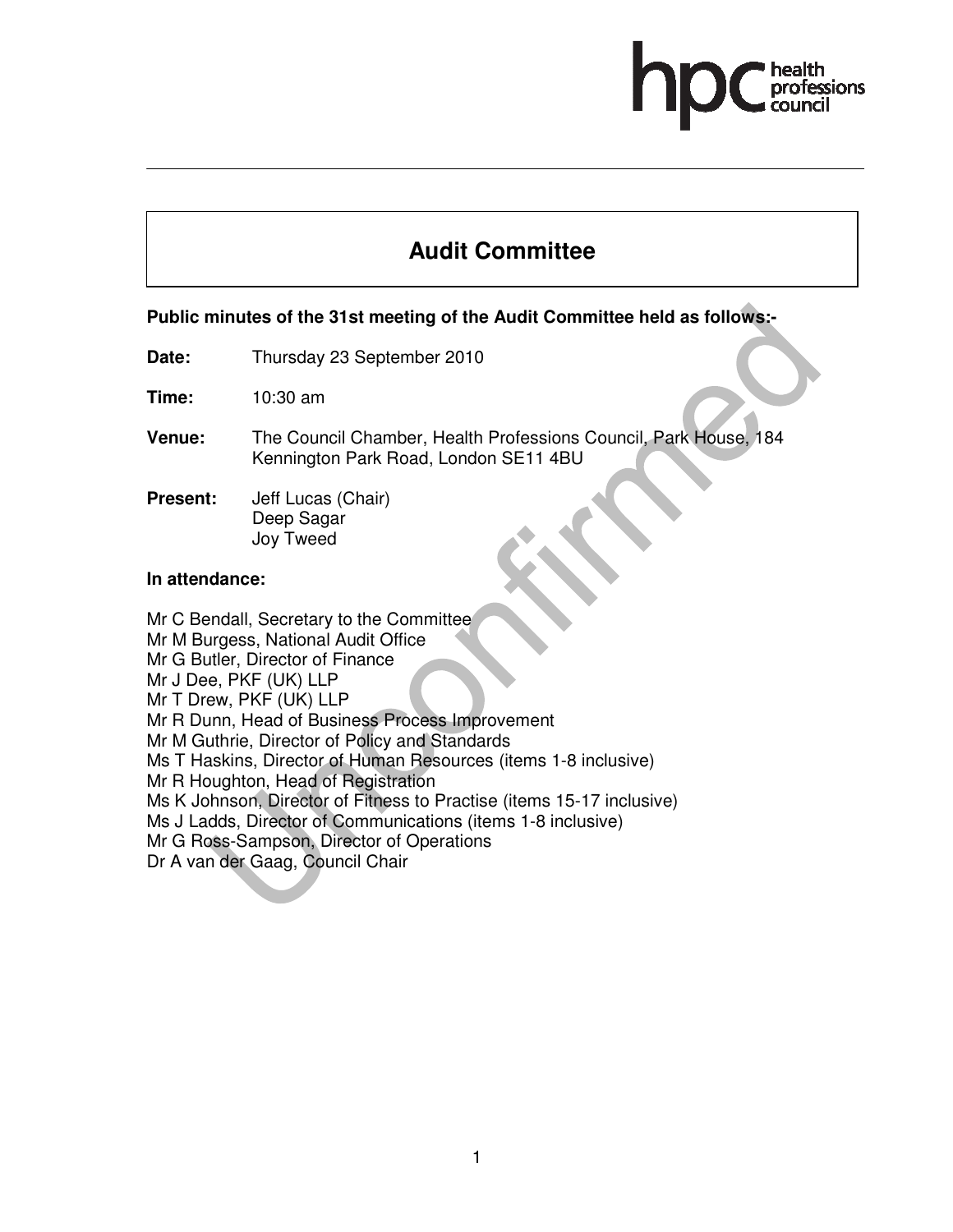# Audit Committee

**Public minutes of the 31st meeting of the Audit Committee held as follows:-**

**Date:** Thursday 23 September 2010

**Time:** 10:30 am

**Venue:** The Council Chamber, Health Professions Council, Park House, 184 Kennington Park Road, London SE11 4BU

**Present:** Jeff Lucas (Chair)
Deep Sagar
Joy Tweed

**In attendance:**

Mr C Bendall, Secretary to the Committee
Mr M Burgess, National Audit Office
Mr G Butler, Director of Finance
Mr J Dee, PKF (UK) LLP
Mr T Drew, PKF (UK) LLP
Mr R Dunn, Head of Business Process Improvement
Mr M Guthrie, Director of Policy and Standards
Ms T Haskins, Director of Human Resources (items 1-8 inclusive)
Mr R Houghton, Head of Registration
Ms K Johnson, Director of Fitness to Practise (items 15-17 inclusive)
Ms J Ladds, Director of Communications (items 1-8 inclusive)
Mr G Ross-Sampson, Director of Operations
Dr A van der Gaag, Council Chair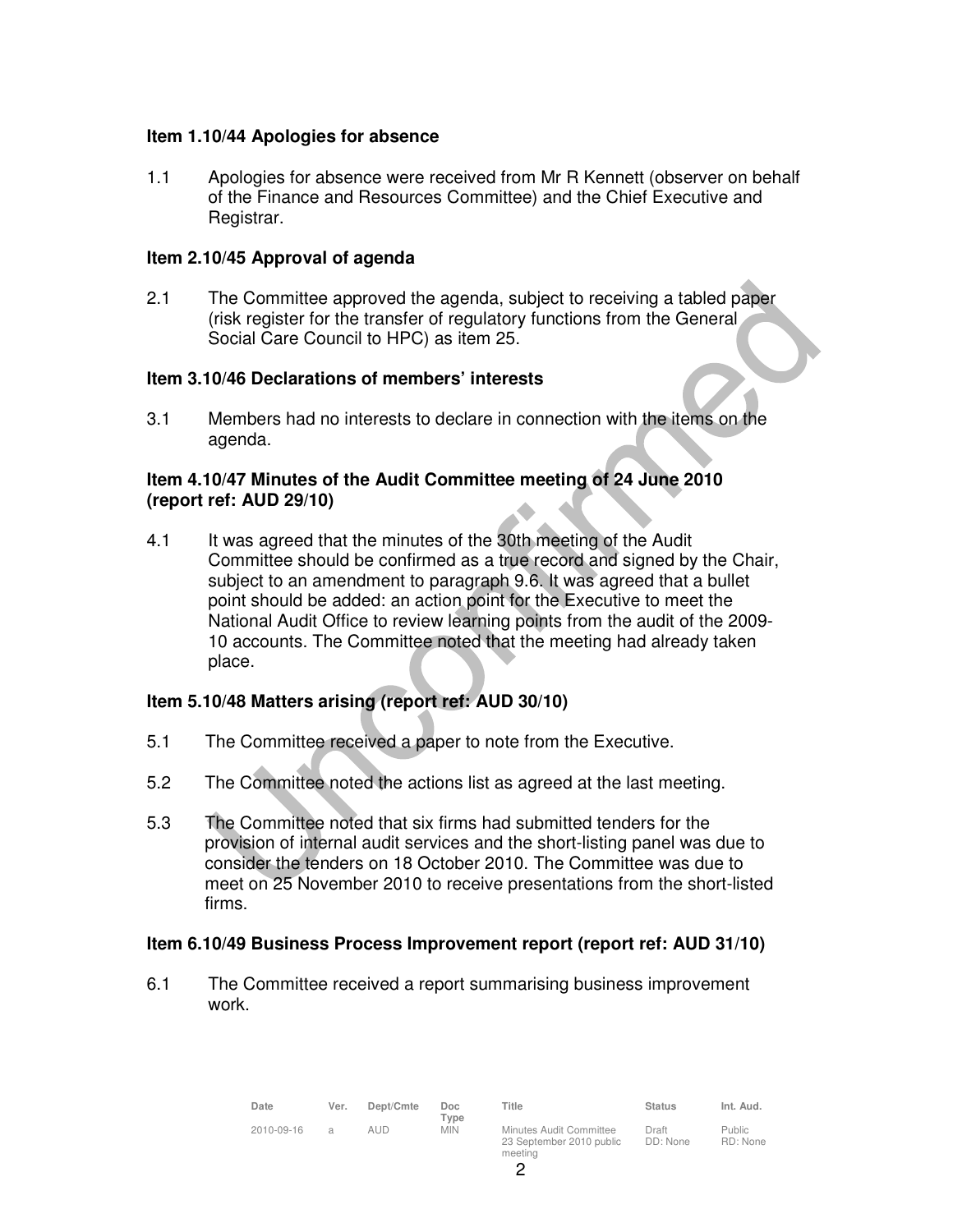**Item 1.10/44 Apologies for absence**

1.1 Apologies for absence were received from Mr R Kennett (observer on behalf of the Finance and Resources Committee) and the Chief Executive and Registrar.

**Item 2.10/45 Approval of agenda**

2.1 The Committee approved the agenda, subject to receiving a tabled paper (risk register for the transfer of regulatory functions from the General Social Care Council to HPC) as item 25.

**Item 3.10/46 Declarations of members' interests**

3.1 Members had no interests to declare in connection with the items on the agenda.

**Item 4.10/47 Minutes of the Audit Committee meeting of 24 June 2010 (report ref: AUD 29/10)**

4.1 It was agreed that the minutes of the 30th meeting of the Audit Committee should be confirmed as a true record and signed by the Chair, subject to an amendment to paragraph 9.6. It was agreed that a bullet point should be added: an action point for the Executive to meet the National Audit Office to review learning points from the audit of the 2009-10 accounts. The Committee noted that the meeting had already taken place.

**Item 5.10/48 Matters arising (report ref: AUD 30/10)**

5.1 The Committee received a paper to note from the Executive.

5.2 The Committee noted the actions list as agreed at the last meeting.

5.3 The Committee noted that six firms had submitted tenders for the provision of internal audit services and the short-listing panel was due to consider the tenders on 18 October 2010. The Committee was due to meet on 25 November 2010 to receive presentations from the short-listed firms.

**Item 6.10/49 Business Process Improvement report (report ref: AUD 31/10)**

6.1 The Committee received a report summarising business improvement work.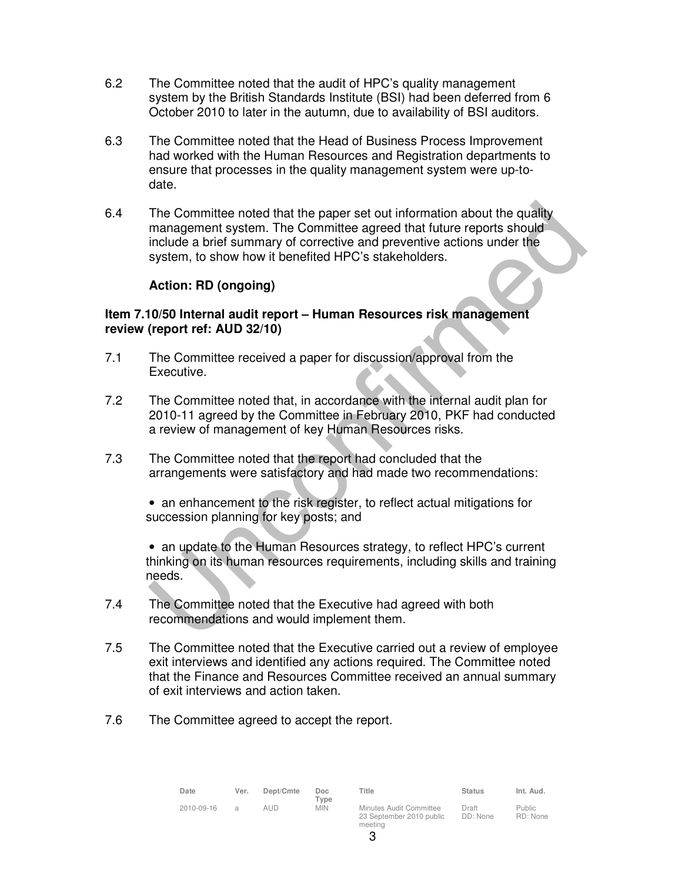6.2 The Committee noted that the audit of HPC's quality management system by the British Standards Institute (BSI) had been deferred from 6 October 2010 to later in the autumn, due to availability of BSI auditors.

6.3 The Committee noted that the Head of Business Process Improvement had worked with the Human Resources and Registration departments to ensure that processes in the quality management system were up-to-date.

6.4 The Committee noted that the paper set out information about the quality management system. The Committee agreed that future reports should include a brief summary of corrective and preventive actions under the system, to show how it benefited HPC's stakeholders.

**Action: RD (ongoing)**

**Item 7.10/50 Internal audit report – Human Resources risk management review (report ref: AUD 32/10)**

7.1 The Committee received a paper for discussion/approval from the Executive.

7.2 The Committee noted that, in accordance with the internal audit plan for 2010-11 agreed by the Committee in February 2010, PKF had conducted a review of management of key Human Resources risks.

7.3 The Committee noted that the report had concluded that the arrangements were satisfactory and had made two recommendations:

- an enhancement to the risk register, to reflect actual mitigations for succession planning for key posts; and

- an update to the Human Resources strategy, to reflect HPC's current thinking on its human resources requirements, including skills and training needs.

7.4 The Committee noted that the Executive had agreed with both recommendations and would implement them.

7.5 The Committee noted that the Executive carried out a review of employee exit interviews and identified any actions required. The Committee noted that the Finance and Resources Committee received an annual summary of exit interviews and action taken.

7.6 The Committee agreed to accept the report.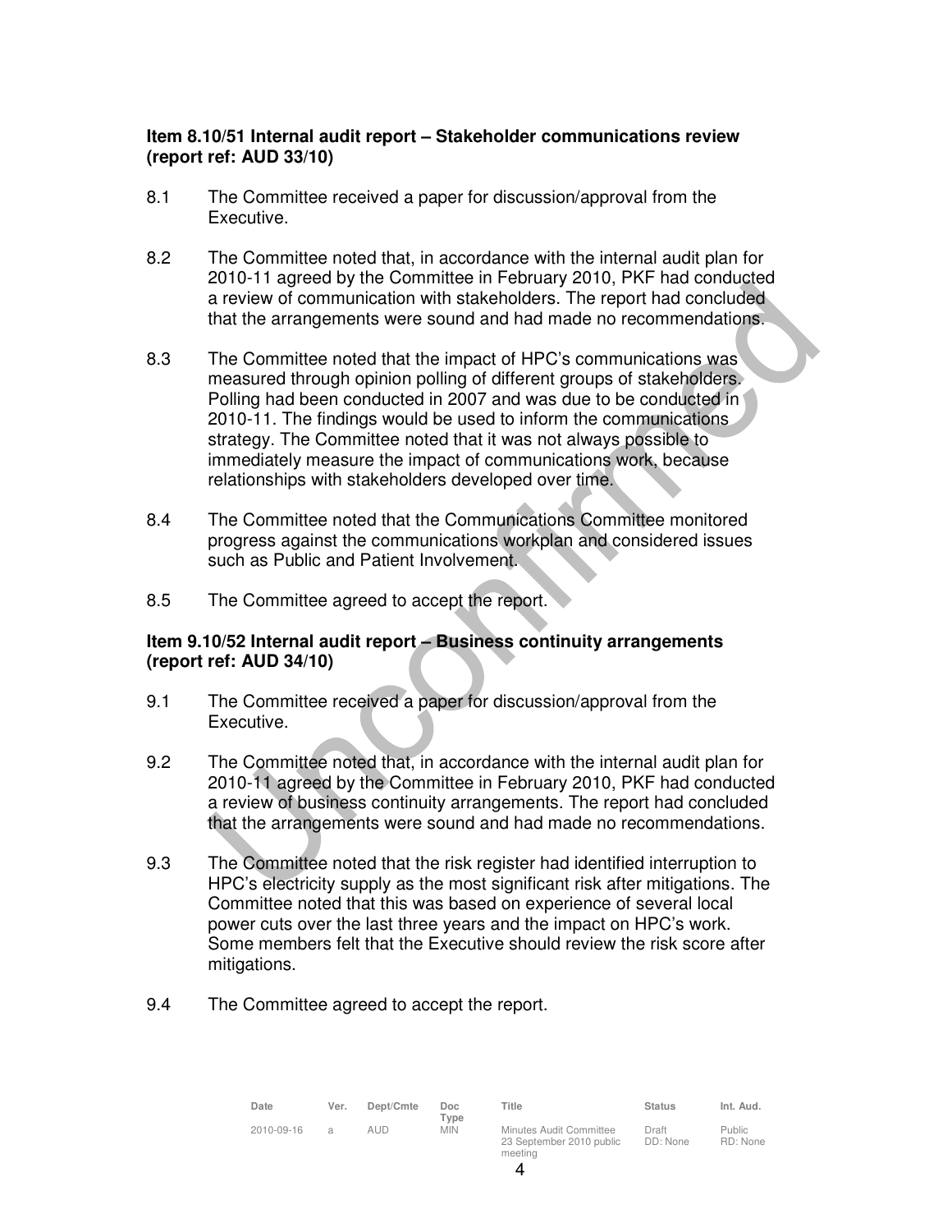**Item 8.10/51 Internal audit report – Stakeholder communications review (report ref: AUD 33/10)**

8.1 The Committee received a paper for discussion/approval from the Executive.

8.2 The Committee noted that, in accordance with the internal audit plan for 2010-11 agreed by the Committee in February 2010, PKF had conducted a review of communication with stakeholders. The report had concluded that the arrangements were sound and had made no recommendations.

8.3 The Committee noted that the impact of HPC's communications was measured through opinion polling of different groups of stakeholders. Polling had been conducted in 2007 and was due to be conducted in 2010-11. The findings would be used to inform the communications strategy. The Committee noted that it was not always possible to immediately measure the impact of communications work, because relationships with stakeholders developed over time.

8.4 The Committee noted that the Communications Committee monitored progress against the communications workplan and considered issues such as Public and Patient Involvement.

8.5 The Committee agreed to accept the report.

**Item 9.10/52 Internal audit report – Business continuity arrangements (report ref: AUD 34/10)**

9.1 The Committee received a paper for discussion/approval from the Executive.

9.2 The Committee noted that, in accordance with the internal audit plan for 2010-11 agreed by the Committee in February 2010, PKF had conducted a review of business continuity arrangements. The report had concluded that the arrangements were sound and had made no recommendations.

9.3 The Committee noted that the risk register had identified interruption to HPC's electricity supply as the most significant risk after mitigations. The Committee noted that this was based on experience of several local power cuts over the last three years and the impact on HPC's work. Some members felt that the Executive should review the risk score after mitigations.

9.4 The Committee agreed to accept the report.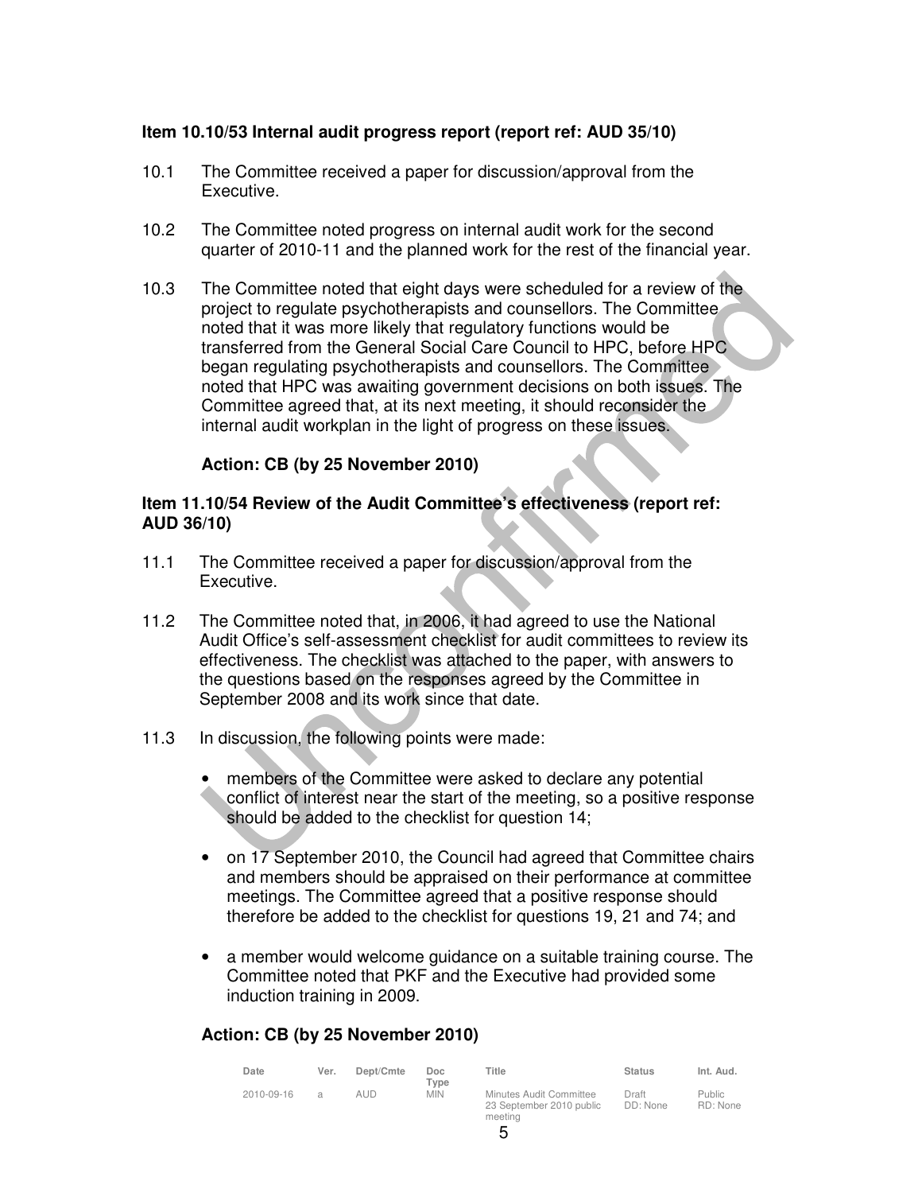**Item 10.10/53 Internal audit progress report (report ref: AUD 35/10)**

10.1 The Committee received a paper for discussion/approval from the Executive.

10.2 The Committee noted progress on internal audit work for the second quarter of 2010-11 and the planned work for the rest of the financial year.

10.3 The Committee noted that eight days were scheduled for a review of the project to regulate psychotherapists and counsellors. The Committee noted that it was more likely that regulatory functions would be transferred from the General Social Care Council to HPC, before HPC began regulating psychotherapists and counsellors. The Committee noted that HPC was awaiting government decisions on both issues. The Committee agreed that, at its next meeting, it should reconsider the internal audit workplan in the light of progress on these issues.

**Action: CB (by 25 November 2010)**

**Item 11.10/54 Review of the Audit Committee's effectiveness (report ref: AUD 36/10)**

11.1 The Committee received a paper for discussion/approval from the Executive.

11.2 The Committee noted that, in 2006, it had agreed to use the National Audit Office's self-assessment checklist for audit committees to review its effectiveness. The checklist was attached to the paper, with answers to the questions based on the responses agreed by the Committee in September 2008 and its work since that date.

11.3 In discussion, the following points were made:

- members of the Committee were asked to declare any potential conflict of interest near the start of the meeting, so a positive response should be added to the checklist for question 14;

- on 17 September 2010, the Council had agreed that Committee chairs and members should be appraised on their performance at committee meetings. The Committee agreed that a positive response should therefore be added to the checklist for questions 19, 21 and 74; and

- a member would welcome guidance on a suitable training course. The Committee noted that PKF and the Executive had provided some induction training in 2009.

**Action: CB (by 25 November 2010)**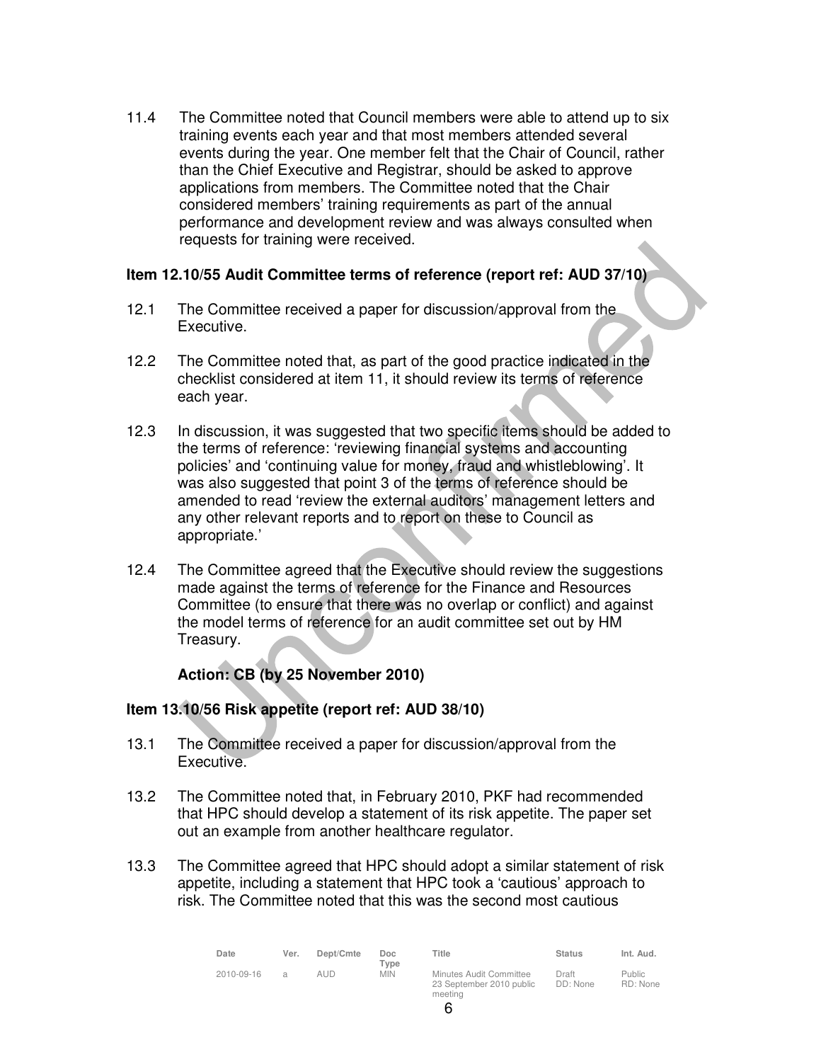11.4 The Committee noted that Council members were able to attend up to six training events each year and that most members attended several events during the year. One member felt that the Chair of Council, rather than the Chief Executive and Registrar, should be asked to approve applications from members. The Committee noted that the Chair considered members' training requirements as part of the annual performance and development review and was always consulted when requests for training were received.

**Item 12.10/55 Audit Committee terms of reference (report ref: AUD 37/10)**

12.1 The Committee received a paper for discussion/approval from the Executive.

12.2 The Committee noted that, as part of the good practice indicated in the checklist considered at item 11, it should review its terms of reference each year.

12.3 In discussion, it was suggested that two specific items should be added to the terms of reference: 'reviewing financial systems and accounting policies' and 'continuing value for money, fraud and whistleblowing'. It was also suggested that point 3 of the terms of reference should be amended to read 'review the external auditors' management letters and any other relevant reports and to report on these to Council as appropriate.'

12.4 The Committee agreed that the Executive should review the suggestions made against the terms of reference for the Finance and Resources Committee (to ensure that there was no overlap or conflict) and against the model terms of reference for an audit committee set out by HM Treasury.

**Action: CB (by 25 November 2010)**

**Item 13.10/56 Risk appetite (report ref: AUD 38/10)**

13.1 The Committee received a paper for discussion/approval from the Executive.

13.2 The Committee noted that, in February 2010, PKF had recommended that HPC should develop a statement of its risk appetite. The paper set out an example from another healthcare regulator.

13.3 The Committee agreed that HPC should adopt a similar statement of risk appetite, including a statement that HPC took a 'cautious' approach to risk. The Committee noted that this was the second most cautious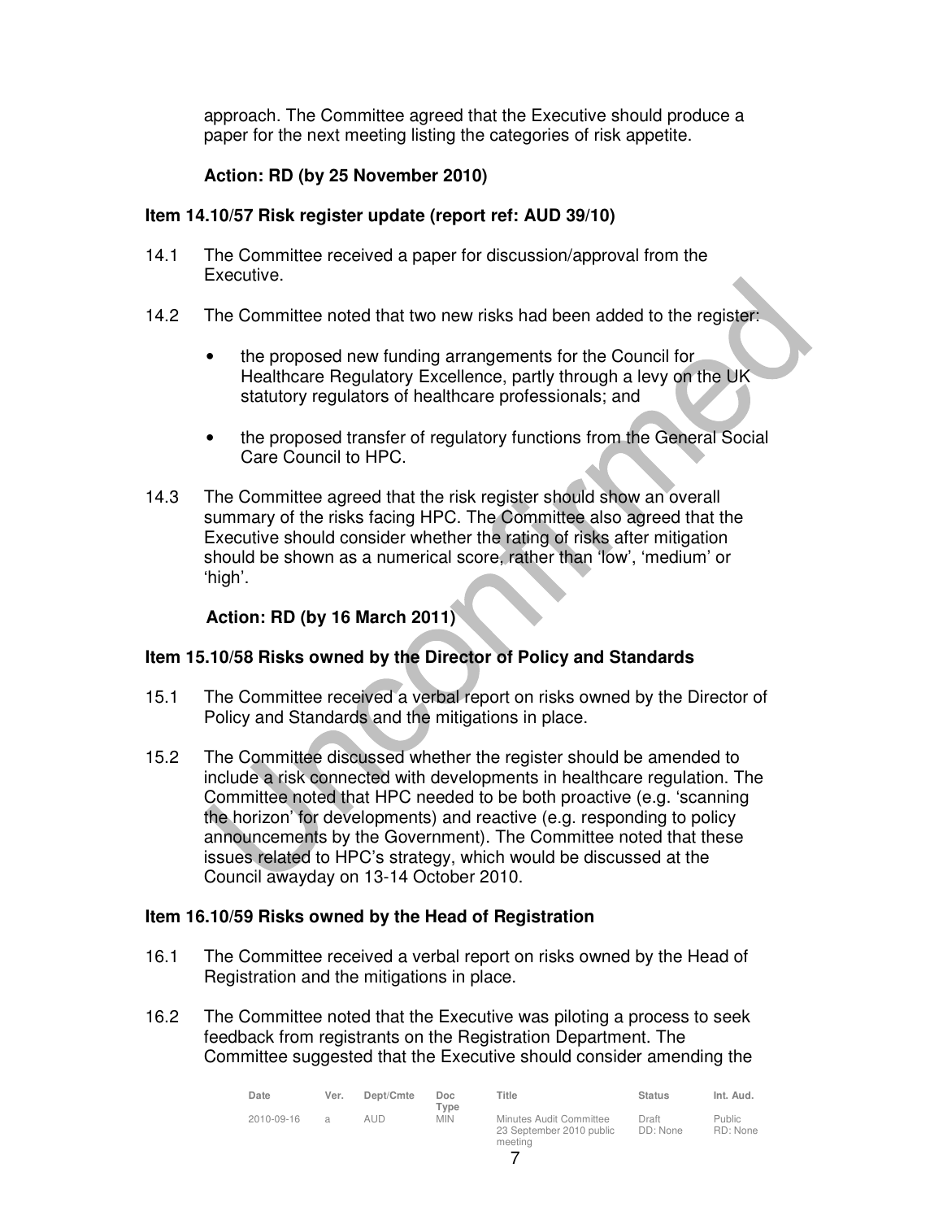approach. The Committee agreed that the Executive should produce a paper for the next meeting listing the categories of risk appetite.

**Action: RD (by 25 November 2010)**

**Item 14.10/57 Risk register update (report ref: AUD 39/10)**

14.1 The Committee received a paper for discussion/approval from the Executive.

14.2 The Committee noted that two new risks had been added to the register:

- the proposed new funding arrangements for the Council for Healthcare Regulatory Excellence, partly through a levy on the UK statutory regulators of healthcare professionals; and

- the proposed transfer of regulatory functions from the General Social Care Council to HPC.

14.3 The Committee agreed that the risk register should show an overall summary of the risks facing HPC. The Committee also agreed that the Executive should consider whether the rating of risks after mitigation should be shown as a numerical score, rather than 'low', 'medium' or 'high'.

**Action: RD (by 16 March 2011)**

**Item 15.10/58 Risks owned by the Director of Policy and Standards**

15.1 The Committee received a verbal report on risks owned by the Director of Policy and Standards and the mitigations in place.

15.2 The Committee discussed whether the register should be amended to include a risk connected with developments in healthcare regulation. The Committee noted that HPC needed to be both proactive (e.g. 'scanning the horizon' for developments) and reactive (e.g. responding to policy announcements by the Government). The Committee noted that these issues related to HPC's strategy, which would be discussed at the Council awayday on 13-14 October 2010.

**Item 16.10/59 Risks owned by the Head of Registration**

16.1 The Committee received a verbal report on risks owned by the Head of Registration and the mitigations in place.

16.2 The Committee noted that the Executive was piloting a process to seek feedback from registrants on the Registration Department. The Committee suggested that the Executive should consider amending the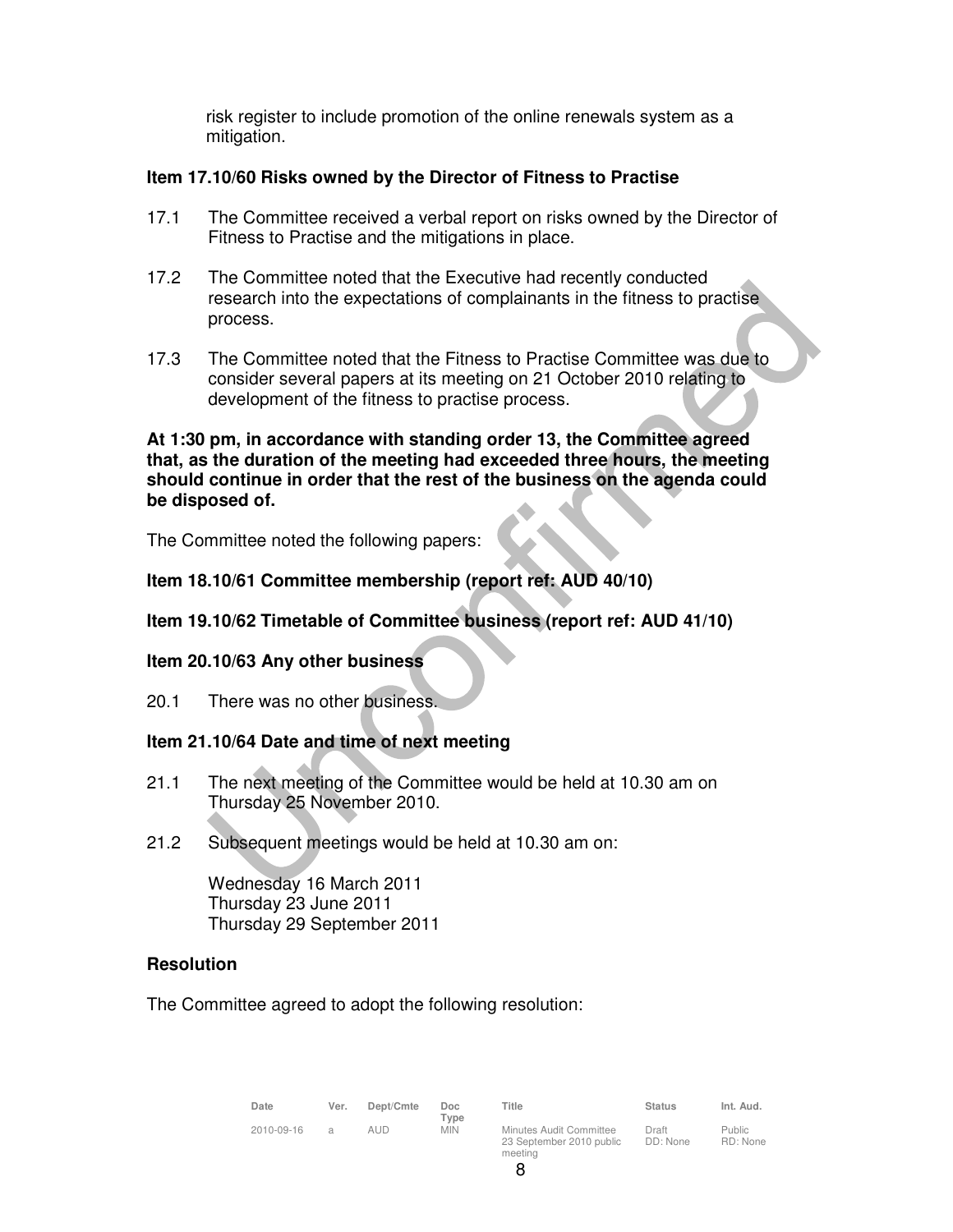risk register to include promotion of the online renewals system as a mitigation.

**Item 17.10/60 Risks owned by the Director of Fitness to Practise**

17.1 The Committee received a verbal report on risks owned by the Director of Fitness to Practise and the mitigations in place.

17.2 The Committee noted that the Executive had recently conducted research into the expectations of complainants in the fitness to practise process.

17.3 The Committee noted that the Fitness to Practise Committee was due to consider several papers at its meeting on 21 October 2010 relating to development of the fitness to practise process.

**At 1:30 pm, in accordance with standing order 13, the Committee agreed that, as the duration of the meeting had exceeded three hours, the meeting should continue in order that the rest of the business on the agenda could be disposed of.**

The Committee noted the following papers:

**Item 18.10/61 Committee membership (report ref: AUD 40/10)**

**Item 19.10/62 Timetable of Committee business (report ref: AUD 41/10)**

**Item 20.10/63 Any other business**

20.1 There was no other business.

**Item 21.10/64 Date and time of next meeting**

21.1 The next meeting of the Committee would be held at 10.30 am on Thursday 25 November 2010.

21.2 Subsequent meetings would be held at 10.30 am on:

Wednesday 16 March 2011
Thursday 23 June 2011
Thursday 29 September 2011

**Resolution**

The Committee agreed to adopt the following resolution:

| Date | Ver. | Dept/Cmte | Doc Type | Title | Status | Int. Aud. |
|---|---|---|---|---|---|---|
| 2010-09-16 | a | AUD | MIN | Minutes Audit Committee 23 September 2010 public meeting | Draft DD: None | Public RD: None |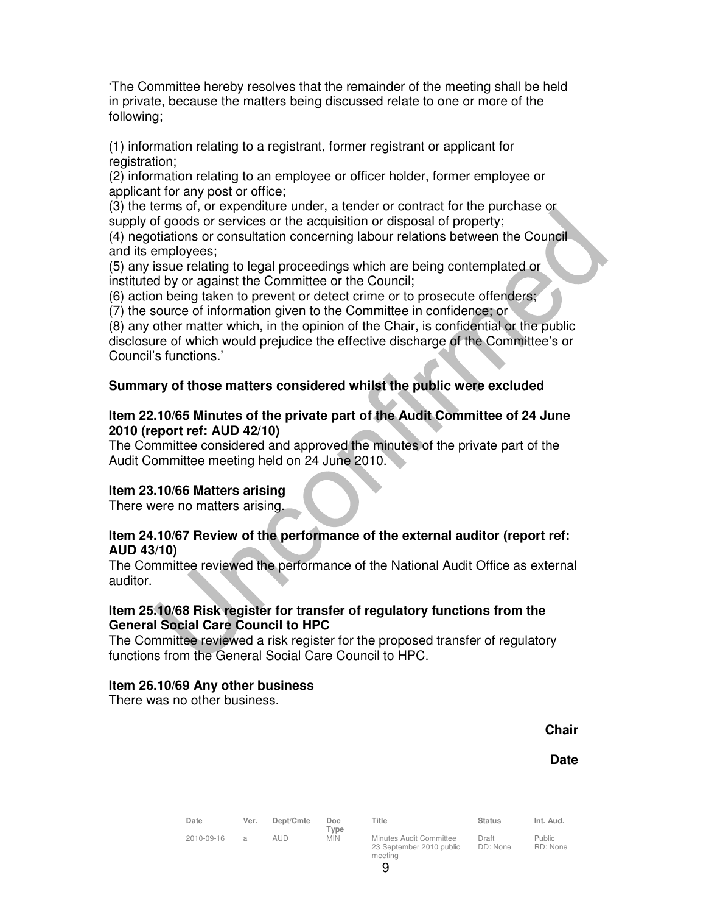'The Committee hereby resolves that the remainder of the meeting shall be held in private, because the matters being discussed relate to one or more of the following;

(1) information relating to a registrant, former registrant or applicant for registration;
(2) information relating to an employee or officer holder, former employee or applicant for any post or office;
(3) the terms of, or expenditure under, a tender or contract for the purchase or supply of goods or services or the acquisition or disposal of property;
(4) negotiations or consultation concerning labour relations between the Council and its employees;
(5) any issue relating to legal proceedings which are being contemplated or instituted by or against the Committee or the Council;
(6) action being taken to prevent or detect crime or to prosecute offenders;
(7) the source of information given to the Committee in confidence; or
(8) any other matter which, in the opinion of the Chair, is confidential or the public disclosure of which would prejudice the effective discharge of the Committee's or Council's functions.'

**Summary of those matters considered whilst the public were excluded**

**Item 22.10/65 Minutes of the private part of the Audit Committee of 24 June 2010 (report ref: AUD 42/10)**
The Committee considered and approved the minutes of the private part of the Audit Committee meeting held on 24 June 2010.

**Item 23.10/66 Matters arising**
There were no matters arising.

**Item 24.10/67 Review of the performance of the external auditor (report ref: AUD 43/10)**
The Committee reviewed the performance of the National Audit Office as external auditor.

**Item 25.10/68 Risk register for transfer of regulatory functions from the General Social Care Council to HPC**
The Committee reviewed a risk register for the proposed transfer of regulatory functions from the General Social Care Council to HPC.

**Item 26.10/69 Any other business**
There was no other business.

**Chair**

**Date**